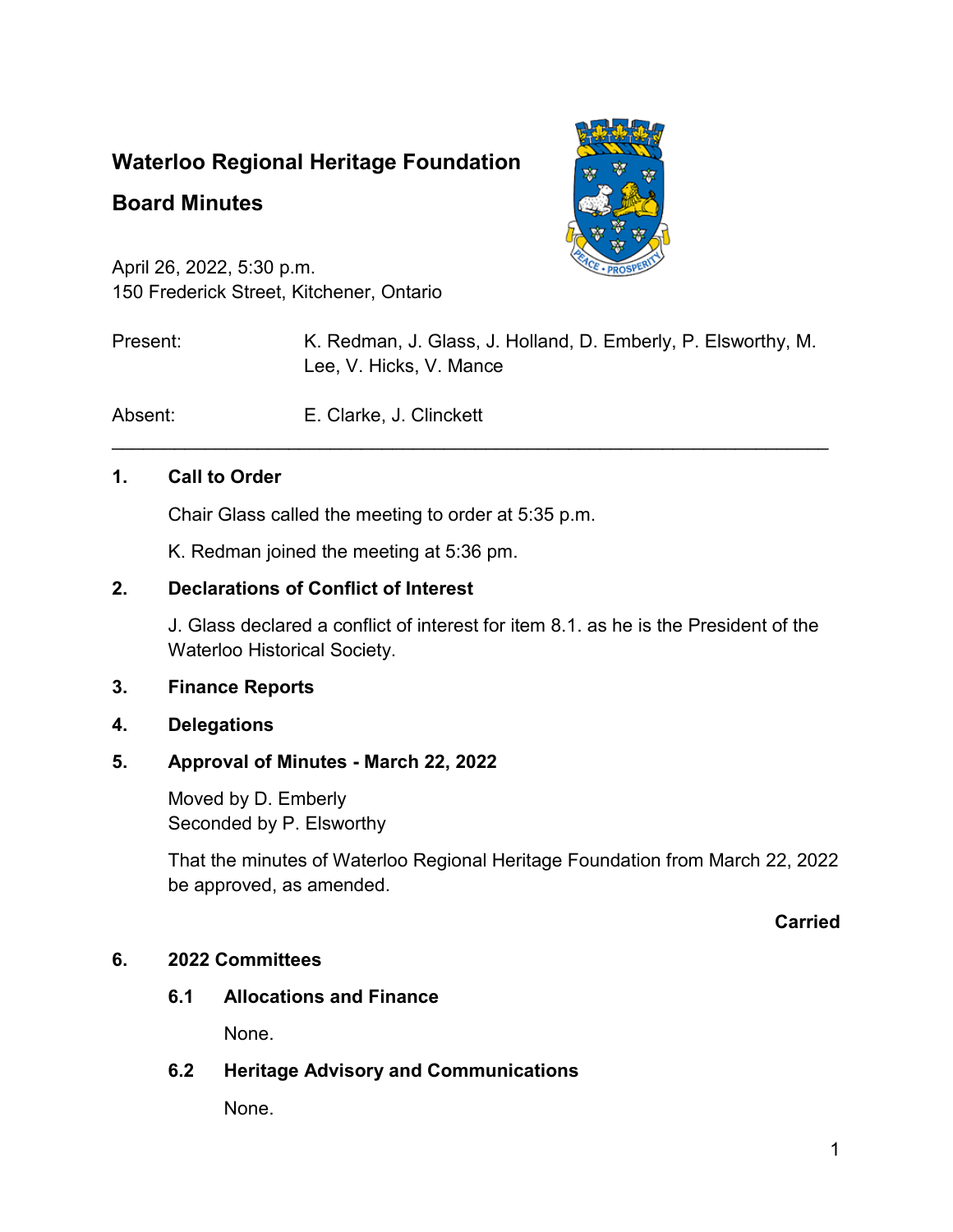# Waterloo Regional Heritage Foundation

## Board Minutes

April 26, 2022, 5:30 p.m.
150 Frederick Street, Kitchener, Ontario

Present: K. Redman, J. Glass, J. Holland, D. Emberly, P. Elsworthy, M. Lee, V. Hicks, V. Mance

Absent: E. Clarke, J. Clinckett

---

### 1. Call to Order

Chair Glass called the meeting to order at 5:35 p.m.

K. Redman joined the meeting at 5:36 pm.

### 2. Declarations of Conflict of Interest

J. Glass declared a conflict of interest for item 8.1. as he is the President of the Waterloo Historical Society.

### 3. Finance Reports

### 4. Delegations

### 5. Approval of Minutes - March 22, 2022

Moved by D. Emberly
Seconded by P. Elsworthy

That the minutes of Waterloo Regional Heritage Foundation from March 22, 2022 be approved, as amended.

**Carried**

### 6. 2022 Committees

#### 6.1 Allocations and Finance

None.

#### 6.2 Heritage Advisory and Communications

None.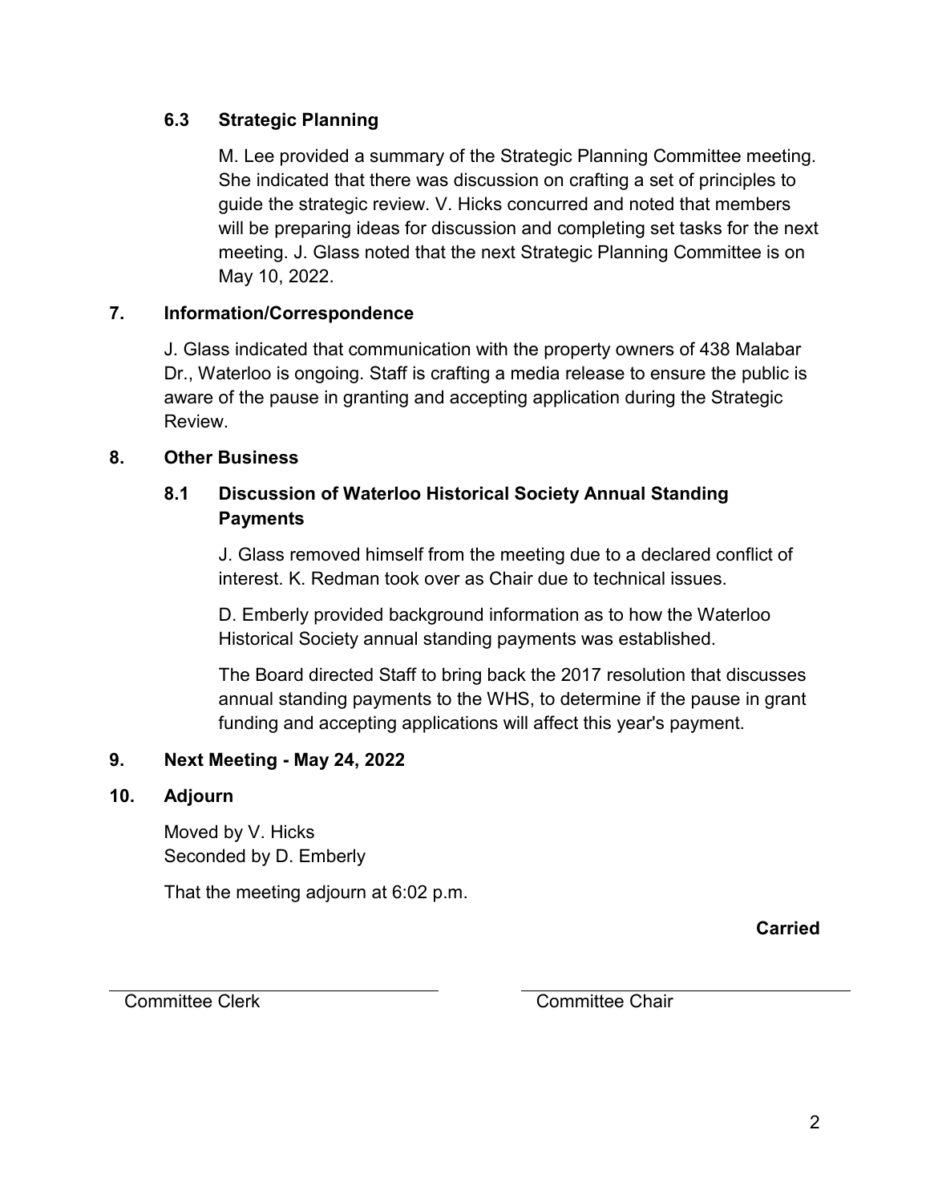### 6.3 Strategic Planning

M. Lee provided a summary of the Strategic Planning Committee meeting. She indicated that there was discussion on crafting a set of principles to guide the strategic review. V. Hicks concurred and noted that members will be preparing ideas for discussion and completing set tasks for the next meeting. J. Glass noted that the next Strategic Planning Committee is on May 10, 2022.

## 7. Information/Correspondence

J. Glass indicated that communication with the property owners of 438 Malabar Dr., Waterloo is ongoing. Staff is crafting a media release to ensure the public is aware of the pause in granting and accepting application during the Strategic Review.

## 8. Other Business

### 8.1 Discussion of Waterloo Historical Society Annual Standing Payments

J. Glass removed himself from the meeting due to a declared conflict of interest. K. Redman took over as Chair due to technical issues.

D. Emberly provided background information as to how the Waterloo Historical Society annual standing payments was established.

The Board directed Staff to bring back the 2017 resolution that discusses annual standing payments to the WHS, to determine if the pause in grant funding and accepting applications will affect this year's payment.

## 9. Next Meeting - May 24, 2022

## 10. Adjourn

Moved by V. Hicks
Seconded by D. Emberly

That the meeting adjourn at 6:02 p.m.

**Carried**

Committee Clerk

Committee Chair